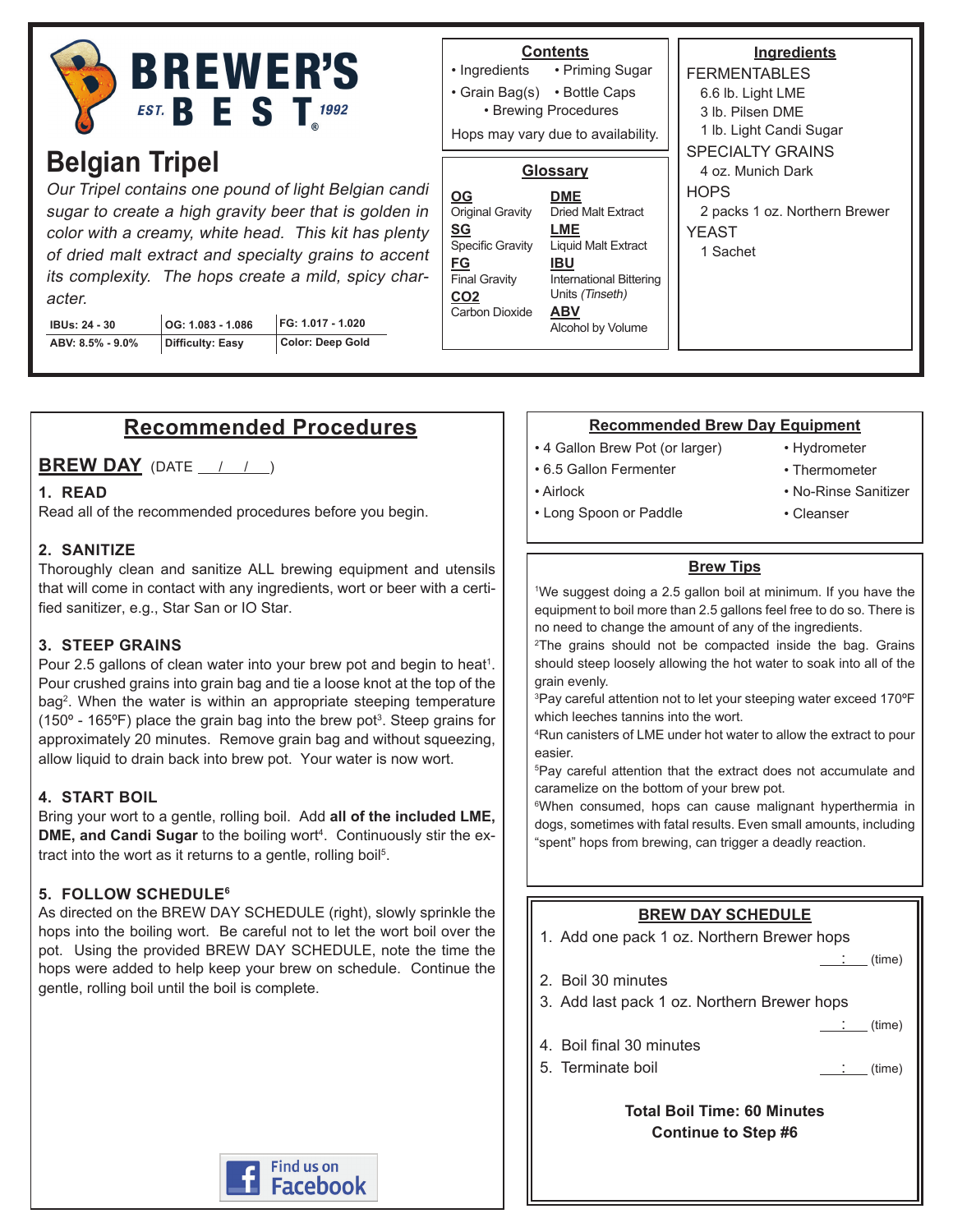# BREWER'S BEST

EST. 1992

## Belgian Tripel

*Our Tripel contains one pound of light Belgian candi sugar to create a high gravity beer that is golden in color with a creamy, white head. This kit has plenty of dried malt extract and specialty grains to accent its complexity. The hops create a mild, spicy character.*

| IBUs: 24 - 30 | OG: 1.083 - 1.086 | FG: 1.017 - 1.020 |
|---|---|---|
| ABV: 8.5% - 9.0% | Difficulty: Easy | Color: Deep Gold |

### Contents

- Ingredients
- Priming Sugar
- Grain Bag(s)
- Bottle Caps
- Brewing Procedures

Hops may vary due to availability.

### Glossary

**OG** Original Gravity
**SG** Specific Gravity
**FG** Final Gravity
**CO2** Carbon Dioxide
**DME** Dried Malt Extract
**LME** Liquid Malt Extract
**IBU** International Bittering Units *(Tinseth)*
**ABV** Alcohol by Volume

### Ingredients

FERMENTABLES
- 6.6 lb. Light LME
- 3 lb. Pilsen DME
- 1 lb. Light Candi Sugar

SPECIALTY GRAINS
- 4 oz. Munich Dark

HOPS
- 2 packs 1 oz. Northern Brewer

YEAST
- 1 Sachet

## Recommended Procedures

### BREW DAY (DATE __/__/__)

**1. READ**
Read all of the recommended procedures before you begin.

**2. SANITIZE**
Thoroughly clean and sanitize ALL brewing equipment and utensils that will come in contact with any ingredients, wort or beer with a certified sanitizer, e.g., Star San or IO Star.

**3. STEEP GRAINS**
Pour 2.5 gallons of clean water into your brew pot and begin to heat[1]. Pour crushed grains into grain bag and tie a loose knot at the top of the bag[2]. When the water is within an appropriate steeping temperature (150º - 165ºF) place the grain bag into the brew pot[3]. Steep grains for approximately 20 minutes. Remove grain bag and without squeezing, allow liquid to drain back into brew pot. Your water is now wort.

**4. START BOIL**
Bring your wort to a gentle, rolling boil. Add **all of the included LME, DME, and Candi Sugar** to the boiling wort[4]. Continuously stir the extract into the wort as it returns to a gentle, rolling boil[5].

**5. FOLLOW SCHEDULE[6]**
As directed on the BREW DAY SCHEDULE (right), slowly sprinkle the hops into the boiling wort. Be careful not to let the wort boil over the pot. Using the provided BREW DAY SCHEDULE, note the time the hops were added to help keep your brew on schedule. Continue the gentle, rolling boil until the boil is complete.

Find us on Facebook

### Recommended Brew Day Equipment

- 4 Gallon Brew Pot (or larger)
- 6.5 Gallon Fermenter
- Airlock
- Long Spoon or Paddle
- Hydrometer
- Thermometer
- No-Rinse Sanitizer
- Cleanser

### Brew Tips

[1]We suggest doing a 2.5 gallon boil at minimum. If you have the equipment to boil more than 2.5 gallons feel free to do so. There is no need to change the amount of any of the ingredients.
[2]The grains should not be compacted inside the bag. Grains should steep loosely allowing the hot water to soak into all of the grain evenly.
[3]Pay careful attention not to let your steeping water exceed 170ºF which leeches tannins into the wort.
[4]Run canisters of LME under hot water to allow the extract to pour easier.
[5]Pay careful attention that the extract does not accumulate and caramelize on the bottom of your brew pot.
[6]When consumed, hops can cause malignant hyperthermia in dogs, sometimes with fatal results. Even small amounts, including "spent" hops from brewing, can trigger a deadly reaction.

### BREW DAY SCHEDULE

1. Add one pack 1 oz. Northern Brewer hops ___:___ (time)
2. Boil 30 minutes
3. Add last pack 1 oz. Northern Brewer hops ___:___ (time)
4. Boil final 30 minutes
5. Terminate boil ___:___ (time)

**Total Boil Time: 60 Minutes**
**Continue to Step #6**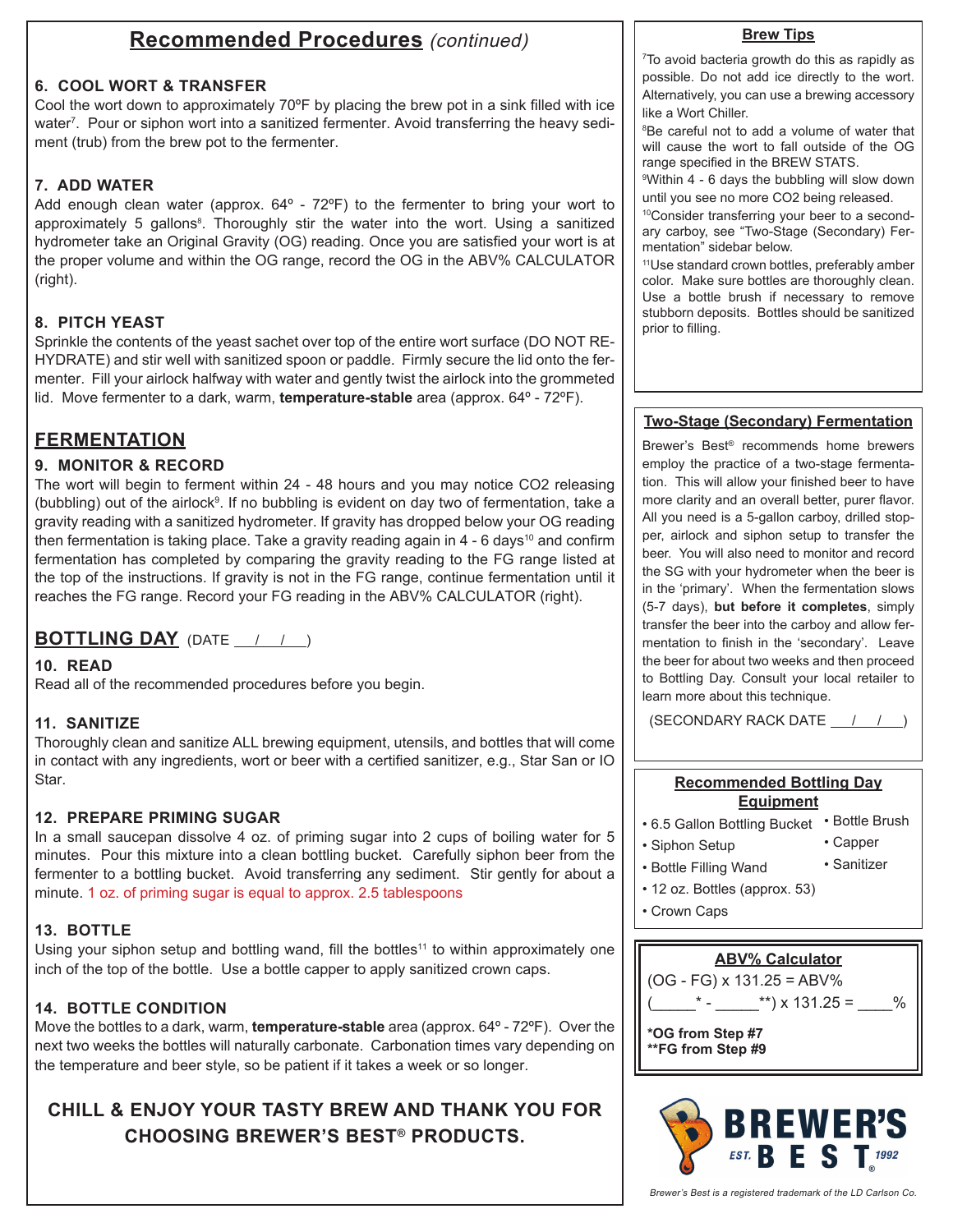# Recommended Procedures *(continued)*

### 6. COOL WORT & TRANSFER

Cool the wort down to approximately 70ºF by placing the brew pot in a sink filled with ice water[7]. Pour or siphon wort into a sanitized fermenter. Avoid transferring the heavy sediment (trub) from the brew pot to the fermenter.

### 7. ADD WATER

Add enough clean water (approx. 64º - 72ºF) to the fermenter to bring your wort to approximately 5 gallons[8]. Thoroughly stir the water into the wort. Using a sanitized hydrometer take an Original Gravity (OG) reading. Once you are satisfied your wort is at the proper volume and within the OG range, record the OG in the ABV% CALCULATOR (right).

### 8. PITCH YEAST

Sprinkle the contents of the yeast sachet over top of the entire wort surface (DO NOT REHYDRATE) and stir well with sanitized spoon or paddle. Firmly secure the lid onto the fermenter. Fill your airlock halfway with water and gently twist the airlock into the grommeted lid. Move fermenter to a dark, warm, **temperature-stable** area (approx. 64º - 72ºF).

## FERMENTATION

### 9. MONITOR & RECORD

The wort will begin to ferment within 24 - 48 hours and you may notice $CO_2$ releasing (bubbling) out of the airlock[9]. If no bubbling is evident on day two of fermentation, take a gravity reading with a sanitized hydrometer. If gravity has dropped below your OG reading then fermentation is taking place. Take a gravity reading again in 4 - 6 days[10] and confirm fermentation has completed by comparing the gravity reading to the FG range listed at the top of the instructions. If gravity is not in the FG range, continue fermentation until it reaches the FG range. Record your FG reading in the ABV% CALCULATOR (right).

## BOTTLING DAY (DATE ___/___/___)

### 10. READ

Read all of the recommended procedures before you begin.

### 11. SANITIZE

Thoroughly clean and sanitize ALL brewing equipment, utensils, and bottles that will come in contact with any ingredients, wort or beer with a certified sanitizer, e.g., Star San or IO Star.

### 12. PREPARE PRIMING SUGAR

In a small saucepan dissolve 4 oz. of priming sugar into 2 cups of boiling water for 5 minutes. Pour this mixture into a clean bottling bucket. Carefully siphon beer from the fermenter to a bottling bucket. Avoid transferring any sediment. Stir gently for about a minute. 1 oz. of priming sugar is equal to approx. 2.5 tablespoons

### 13. BOTTLE

Using your siphon setup and bottling wand, fill the bottles[11] to within approximately one inch of the top of the bottle. Use a bottle capper to apply sanitized crown caps.

### 14. BOTTLE CONDITION

Move the bottles to a dark, warm, **temperature-stable** area (approx. 64º - 72ºF). Over the next two weeks the bottles will naturally carbonate. Carbonation times vary depending on the temperature and beer style, so be patient if it takes a week or so longer.

**CHILL & ENJOY YOUR TASTY BREW AND THANK YOU FOR CHOOSING BREWER'S BEST® PRODUCTS.**

---

### Brew Tips

[7]To avoid bacteria growth do this as rapidly as possible. Do not add ice directly to the wort. Alternatively, you can use a brewing accessory like a Wort Chiller.

[8]Be careful not to add a volume of water that will cause the wort to fall outside of the OG range specified in the BREW STATS.

[9]Within 4 - 6 days the bubbling will slow down until you see no more $CO_2$ being released.

[10]Consider transferring your beer to a secondary carboy, see "Two-Stage (Secondary) Fermentation" sidebar below.

[11]Use standard crown bottles, preferably amber color. Make sure bottles are thoroughly clean. Use a bottle brush if necessary to remove stubborn deposits. Bottles should be sanitized prior to filling.

### Two-Stage (Secondary) Fermentation

Brewer's Best® recommends home brewers employ the practice of a two-stage fermentation. This will allow your finished beer to have more clarity and an overall better, purer flavor. All you need is a 5-gallon carboy, drilled stopper, airlock and siphon setup to transfer the beer. You will also need to monitor and record the SG with your hydrometer when the beer is in the 'primary'. When the fermentation slows (5-7 days), **but before it completes**, simply transfer the beer into the carboy and allow fermentation to finish in the 'secondary'. Leave the beer for about two weeks and then proceed to Bottling Day. Consult your local retailer to learn more about this technique.

(SECONDARY RACK DATE ___/___/___)

### Recommended Bottling Day Equipment

- 6.5 Gallon Bottling Bucket
- Siphon Setup
- Bottle Filling Wand
- 12 oz. Bottles (approx. 53)
- Crown Caps
- Bottle Brush
- Capper
- Sanitizer

### ABV% Calculator

(OG - FG) x 131.25 = ABV%

(_____* - _____**) x 131.25 = ____%

**\*OG from Step #7**
**\*\*FG from Step #9**

BREWER'S BEST EST. 1992

*Brewer's Best is a registered trademark of the LD Carlson Co.*